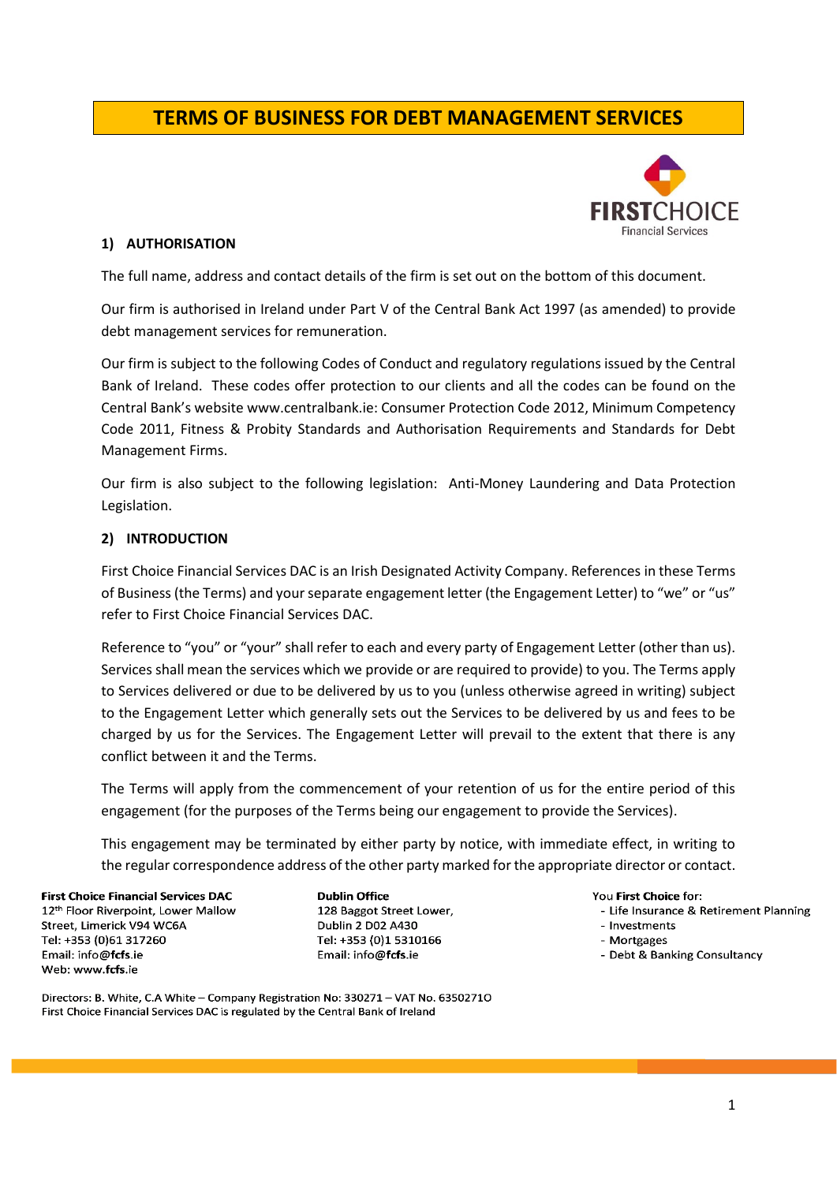# TERMS OF BUSINESS FOR DEBT MANAGEMENT SERVICES

## 1) AUTHORISATION

The full name, address and contact details of the firm is set out on the bottom of this document.

Our firm is authorised in Ireland under Part V of the Central Bank Act 1997 (as amended) to provide debt management services for remuneration.

Our firm is subject to the following Codes of Conduct and regulatory regulations issued by the Central Bank of Ireland. These codes offer protection to our clients and all the codes can be found on the Central Bank's website www.centralbank.ie: Consumer Protection Code 2012, Minimum Competency Code 2011, Fitness & Probity Standards and Authorisation Requirements and Standards for Debt Management Firms.

Our firm is also subject to the following legislation: Anti-Money Laundering and Data Protection Legislation.

## 2) INTRODUCTION

First Choice Financial Services DAC is an Irish Designated Activity Company. References in these Terms of Business (the Terms) and your separate engagement letter (the Engagement Letter) to "we" or "us" refer to First Choice Financial Services DAC.

Reference to "you" or "your" shall refer to each and every party of Engagement Letter (other than us). Services shall mean the services which we provide or are required to provide) to you. The Terms apply to Services delivered or due to be delivered by us to you (unless otherwise agreed in writing) subject to the Engagement Letter which generally sets out the Services to be delivered by us and fees to be charged by us for the Services. The Engagement Letter will prevail to the extent that there is any conflict between it and the Terms.

The Terms will apply from the commencement of your retention of us for the entire period of this engagement (for the purposes of the Terms being our engagement to provide the Services).

This engagement may be terminated by either party by notice, with immediate effect, in writing to the regular correspondence address of the other party marked for the appropriate director or contact.

**First Choice Financial Services DAC**
12th Floor Riverpoint, Lower Mallow Street, Limerick V94 WC6A
Tel: +353 (0)61 317260
Email: info@fcfs.ie
Web: www.fcfs.ie

**Dublin Office**
128 Baggot Street Lower, Dublin 2 D02 A430
Tel: +353 (0)1 5310166
Email: info@fcfs.ie

You **First Choice** for:
- Life Insurance & Retirement Planning
- Investments
- Mortgages
- Debt & Banking Consultancy

Directors: B. White, C.A White – Company Registration No: 330271 – VAT No. 6350271O
First Choice Financial Services DAC is regulated by the Central Bank of Ireland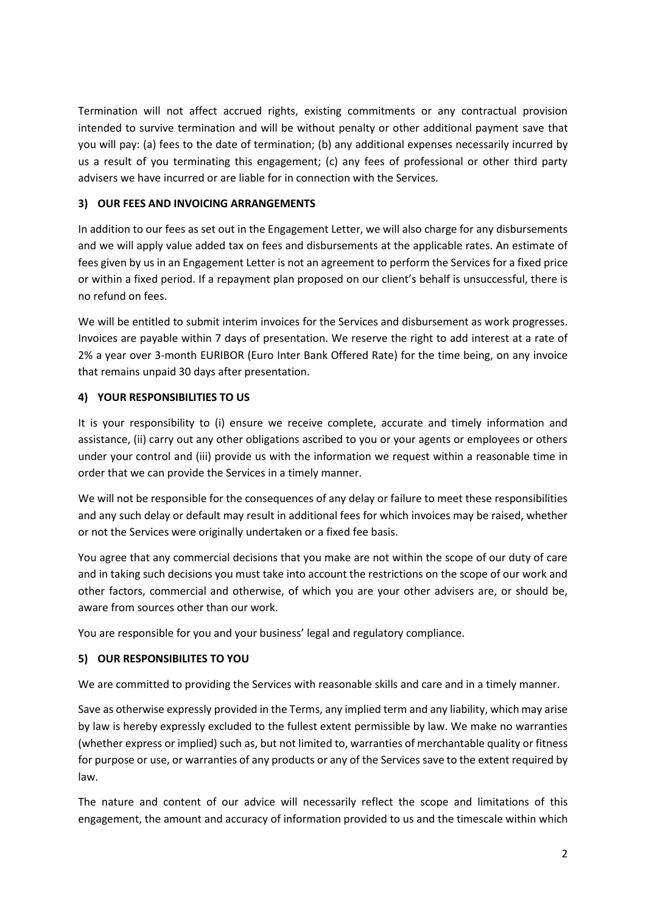Termination will not affect accrued rights, existing commitments or any contractual provision intended to survive termination and will be without penalty or other additional payment save that you will pay: (a) fees to the date of termination; (b) any additional expenses necessarily incurred by us a result of you terminating this engagement; (c) any fees of professional or other third party advisers we have incurred or are liable for in connection with the Services.

**3) OUR FEES AND INVOICING ARRANGEMENTS**

In addition to our fees as set out in the Engagement Letter, we will also charge for any disbursements and we will apply value added tax on fees and disbursements at the applicable rates. An estimate of fees given by us in an Engagement Letter is not an agreement to perform the Services for a fixed price or within a fixed period. If a repayment plan proposed on our client's behalf is unsuccessful, there is no refund on fees.

We will be entitled to submit interim invoices for the Services and disbursement as work progresses. Invoices are payable within 7 days of presentation. We reserve the right to add interest at a rate of 2% a year over 3-month EURIBOR (Euro Inter Bank Offered Rate) for the time being, on any invoice that remains unpaid 30 days after presentation.

**4) YOUR RESPONSIBILITIES TO US**

It is your responsibility to (i) ensure we receive complete, accurate and timely information and assistance, (ii) carry out any other obligations ascribed to you or your agents or employees or others under your control and (iii) provide us with the information we request within a reasonable time in order that we can provide the Services in a timely manner.

We will not be responsible for the consequences of any delay or failure to meet these responsibilities and any such delay or default may result in additional fees for which invoices may be raised, whether or not the Services were originally undertaken or a fixed fee basis.

You agree that any commercial decisions that you make are not within the scope of our duty of care and in taking such decisions you must take into account the restrictions on the scope of our work and other factors, commercial and otherwise, of which you are your other advisers are, or should be, aware from sources other than our work.

You are responsible for you and your business' legal and regulatory compliance.

**5) OUR RESPONSIBILITES TO YOU**

We are committed to providing the Services with reasonable skills and care and in a timely manner.

Save as otherwise expressly provided in the Terms, any implied term and any liability, which may arise by law is hereby expressly excluded to the fullest extent permissible by law. We make no warranties (whether express or implied) such as, but not limited to, warranties of merchantable quality or fitness for purpose or use, or warranties of any products or any of the Services save to the extent required by law.

The nature and content of our advice will necessarily reflect the scope and limitations of this engagement, the amount and accuracy of information provided to us and the timescale within which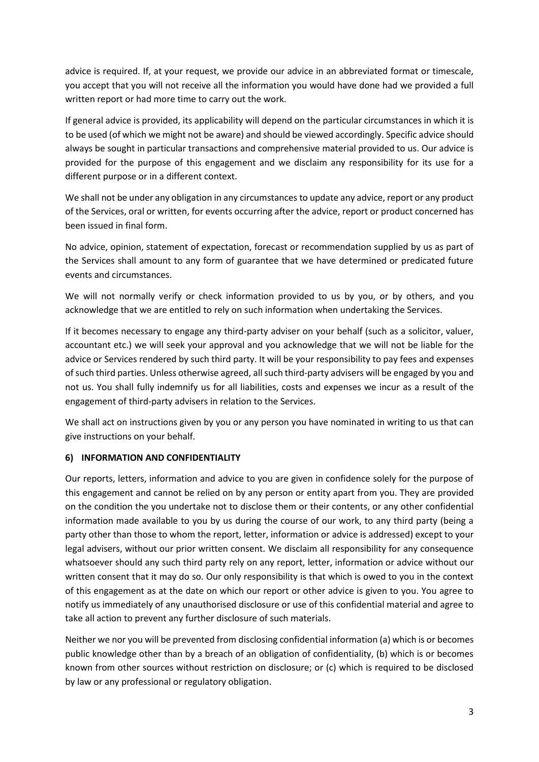advice is required. If, at your request, we provide our advice in an abbreviated format or timescale, you accept that you will not receive all the information you would have done had we provided a full written report or had more time to carry out the work.

If general advice is provided, its applicability will depend on the particular circumstances in which it is to be used (of which we might not be aware) and should be viewed accordingly. Specific advice should always be sought in particular transactions and comprehensive material provided to us. Our advice is provided for the purpose of this engagement and we disclaim any responsibility for its use for a different purpose or in a different context.

We shall not be under any obligation in any circumstances to update any advice, report or any product of the Services, oral or written, for events occurring after the advice, report or product concerned has been issued in final form.

No advice, opinion, statement of expectation, forecast or recommendation supplied by us as part of the Services shall amount to any form of guarantee that we have determined or predicated future events and circumstances.

We will not normally verify or check information provided to us by you, or by others, and you acknowledge that we are entitled to rely on such information when undertaking the Services.

If it becomes necessary to engage any third-party adviser on your behalf (such as a solicitor, valuer, accountant etc.) we will seek your approval and you acknowledge that we will not be liable for the advice or Services rendered by such third party. It will be your responsibility to pay fees and expenses of such third parties. Unless otherwise agreed, all such third-party advisers will be engaged by you and not us. You shall fully indemnify us for all liabilities, costs and expenses we incur as a result of the engagement of third-party advisers in relation to the Services.

We shall act on instructions given by you or any person you have nominated in writing to us that can give instructions on your behalf.

### 6) INFORMATION AND CONFIDENTIALITY

Our reports, letters, information and advice to you are given in confidence solely for the purpose of this engagement and cannot be relied on by any person or entity apart from you. They are provided on the condition the you undertake not to disclose them or their contents, or any other confidential information made available to you by us during the course of our work, to any third party (being a party other than those to whom the report, letter, information or advice is addressed) except to your legal advisers, without our prior written consent. We disclaim all responsibility for any consequence whatsoever should any such third party rely on any report, letter, information or advice without our written consent that it may do so. Our only responsibility is that which is owed to you in the context of this engagement as at the date on which our report or other advice is given to you. You agree to notify us immediately of any unauthorised disclosure or use of this confidential material and agree to take all action to prevent any further disclosure of such materials.

Neither we nor you will be prevented from disclosing confidential information (a) which is or becomes public knowledge other than by a breach of an obligation of confidentiality, (b) which is or becomes known from other sources without restriction on disclosure; or (c) which is required to be disclosed by law or any professional or regulatory obligation.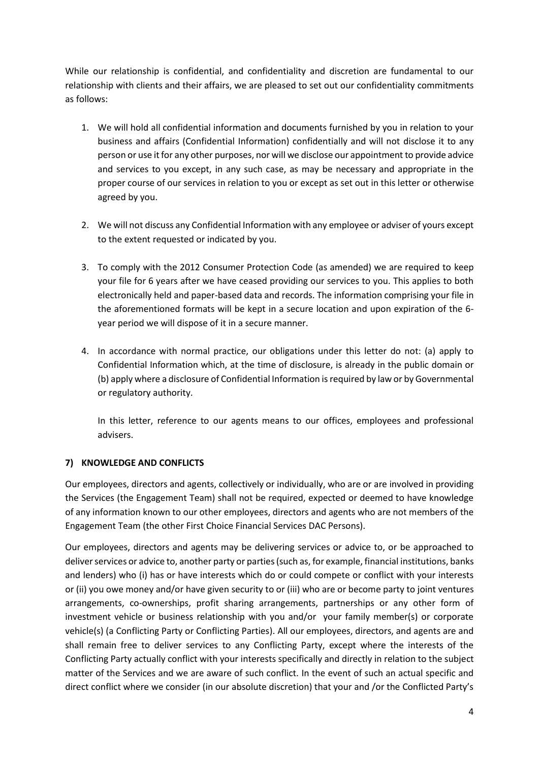While our relationship is confidential, and confidentiality and discretion are fundamental to our relationship with clients and their affairs, we are pleased to set out our confidentiality commitments as follows:

1. We will hold all confidential information and documents furnished by you in relation to your business and affairs (Confidential Information) confidentially and will not disclose it to any person or use it for any other purposes, nor will we disclose our appointment to provide advice and services to you except, in any such case, as may be necessary and appropriate in the proper course of our services in relation to you or except as set out in this letter or otherwise agreed by you.

2. We will not discuss any Confidential Information with any employee or adviser of yours except to the extent requested or indicated by you.

3. To comply with the 2012 Consumer Protection Code (as amended) we are required to keep your file for 6 years after we have ceased providing our services to you. This applies to both electronically held and paper-based data and records. The information comprising your file in the aforementioned formats will be kept in a secure location and upon expiration of the 6-year period we will dispose of it in a secure manner.

4. In accordance with normal practice, our obligations under this letter do not: (a) apply to Confidential Information which, at the time of disclosure, is already in the public domain or (b) apply where a disclosure of Confidential Information is required by law or by Governmental or regulatory authority.

   In this letter, reference to our agents means to our offices, employees and professional advisers.

## 7) KNOWLEDGE AND CONFLICTS

Our employees, directors and agents, collectively or individually, who are or are involved in providing the Services (the Engagement Team) shall not be required, expected or deemed to have knowledge of any information known to our other employees, directors and agents who are not members of the Engagement Team (the other First Choice Financial Services DAC Persons).

Our employees, directors and agents may be delivering services or advice to, or be approached to deliver services or advice to, another party or parties (such as, for example, financial institutions, banks and lenders) who (i) has or have interests which do or could compete or conflict with your interests or (ii) you owe money and/or have given security to or (iii) who are or become party to joint ventures arrangements, co-ownerships, profit sharing arrangements, partnerships or any other form of investment vehicle or business relationship with you and/or your family member(s) or corporate vehicle(s) (a Conflicting Party or Conflicting Parties). All our employees, directors, and agents are and shall remain free to deliver services to any Conflicting Party, except where the interests of the Conflicting Party actually conflict with your interests specifically and directly in relation to the subject matter of the Services and we are aware of such conflict. In the event of such an actual specific and direct conflict where we consider (in our absolute discretion) that your and /or the Conflicted Party's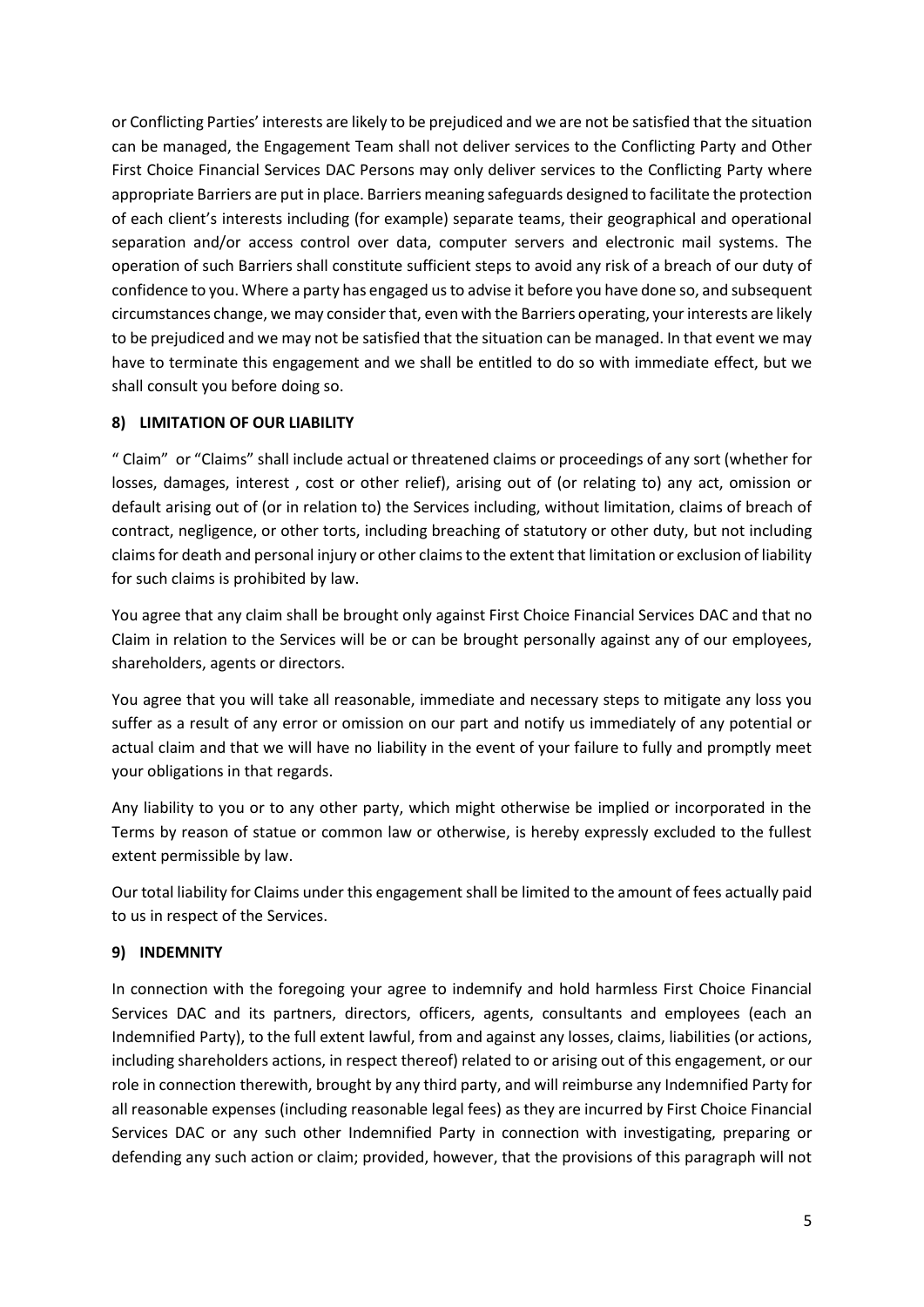or Conflicting Parties' interests are likely to be prejudiced and we are not be satisfied that the situation can be managed, the Engagement Team shall not deliver services to the Conflicting Party and Other First Choice Financial Services DAC Persons may only deliver services to the Conflicting Party where appropriate Barriers are put in place. Barriers meaning safeguards designed to facilitate the protection of each client's interests including (for example) separate teams, their geographical and operational separation and/or access control over data, computer servers and electronic mail systems. The operation of such Barriers shall constitute sufficient steps to avoid any risk of a breach of our duty of confidence to you. Where a party has engaged us to advise it before you have done so, and subsequent circumstances change, we may consider that, even with the Barriers operating, your interests are likely to be prejudiced and we may not be satisfied that the situation can be managed. In that event we may have to terminate this engagement and we shall be entitled to do so with immediate effect, but we shall consult you before doing so.

## 8) LIMITATION OF OUR LIABILITY

" Claim" or "Claims" shall include actual or threatened claims or proceedings of any sort (whether for losses, damages, interest , cost or other relief), arising out of (or relating to) any act, omission or default arising out of (or in relation to) the Services including, without limitation, claims of breach of contract, negligence, or other torts, including breaching of statutory or other duty, but not including claims for death and personal injury or other claims to the extent that limitation or exclusion of liability for such claims is prohibited by law.

You agree that any claim shall be brought only against First Choice Financial Services DAC and that no Claim in relation to the Services will be or can be brought personally against any of our employees, shareholders, agents or directors.

You agree that you will take all reasonable, immediate and necessary steps to mitigate any loss you suffer as a result of any error or omission on our part and notify us immediately of any potential or actual claim and that we will have no liability in the event of your failure to fully and promptly meet your obligations in that regards.

Any liability to you or to any other party, which might otherwise be implied or incorporated in the Terms by reason of statue or common law or otherwise, is hereby expressly excluded to the fullest extent permissible by law.

Our total liability for Claims under this engagement shall be limited to the amount of fees actually paid to us in respect of the Services.

## 9) INDEMNITY

In connection with the foregoing your agree to indemnify and hold harmless First Choice Financial Services DAC and its partners, directors, officers, agents, consultants and employees (each an Indemnified Party), to the full extent lawful, from and against any losses, claims, liabilities (or actions, including shareholders actions, in respect thereof) related to or arising out of this engagement, or our role in connection therewith, brought by any third party, and will reimburse any Indemnified Party for all reasonable expenses (including reasonable legal fees) as they are incurred by First Choice Financial Services DAC or any such other Indemnified Party in connection with investigating, preparing or defending any such action or claim; provided, however, that the provisions of this paragraph will not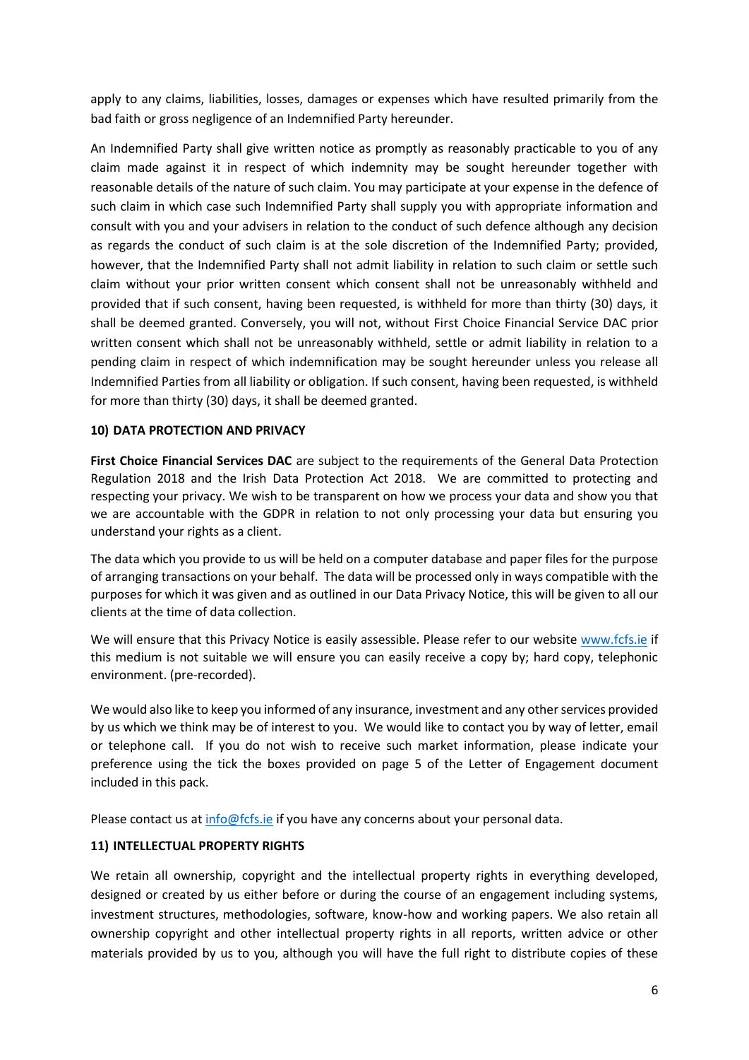apply to any claims, liabilities, losses, damages or expenses which have resulted primarily from the bad faith or gross negligence of an Indemnified Party hereunder.

An Indemnified Party shall give written notice as promptly as reasonably practicable to you of any claim made against it in respect of which indemnity may be sought hereunder together with reasonable details of the nature of such claim. You may participate at your expense in the defence of such claim in which case such Indemnified Party shall supply you with appropriate information and consult with you and your advisers in relation to the conduct of such defence although any decision as regards the conduct of such claim is at the sole discretion of the Indemnified Party; provided, however, that the Indemnified Party shall not admit liability in relation to such claim or settle such claim without your prior written consent which consent shall not be unreasonably withheld and provided that if such consent, having been requested, is withheld for more than thirty (30) days, it shall be deemed granted. Conversely, you will not, without First Choice Financial Service DAC prior written consent which shall not be unreasonably withheld, settle or admit liability in relation to a pending claim in respect of which indemnification may be sought hereunder unless you release all Indemnified Parties from all liability or obligation. If such consent, having been requested, is withheld for more than thirty (30) days, it shall be deemed granted.

**10) DATA PROTECTION AND PRIVACY**

**First Choice Financial Services DAC** are subject to the requirements of the General Data Protection Regulation 2018 and the Irish Data Protection Act 2018. We are committed to protecting and respecting your privacy. We wish to be transparent on how we process your data and show you that we are accountable with the GDPR in relation to not only processing your data but ensuring you understand your rights as a client.

The data which you provide to us will be held on a computer database and paper files for the purpose of arranging transactions on your behalf. The data will be processed only in ways compatible with the purposes for which it was given and as outlined in our Data Privacy Notice, this will be given to all our clients at the time of data collection.

We will ensure that this Privacy Notice is easily assessible. Please refer to our website www.fcfs.ie if this medium is not suitable we will ensure you can easily receive a copy by; hard copy, telephonic environment. (pre-recorded).

We would also like to keep you informed of any insurance, investment and any other services provided by us which we think may be of interest to you. We would like to contact you by way of letter, email or telephone call. If you do not wish to receive such market information, please indicate your preference using the tick the boxes provided on page 5 of the Letter of Engagement document included in this pack.

Please contact us at info@fcfs.ie if you have any concerns about your personal data.

**11) INTELLECTUAL PROPERTY RIGHTS**

We retain all ownership, copyright and the intellectual property rights in everything developed, designed or created by us either before or during the course of an engagement including systems, investment structures, methodologies, software, know-how and working papers. We also retain all ownership copyright and other intellectual property rights in all reports, written advice or other materials provided by us to you, although you will have the full right to distribute copies of these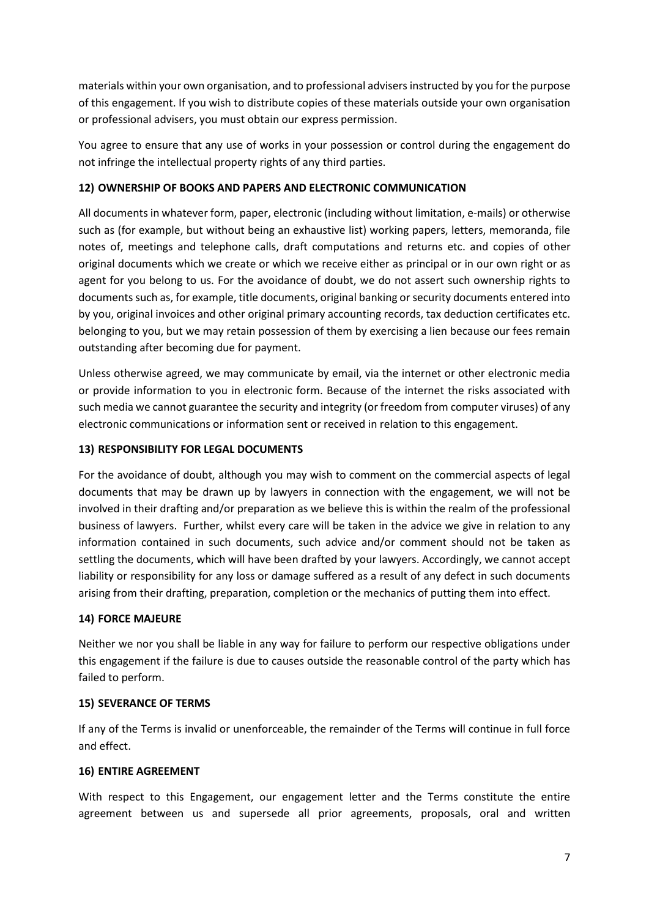materials within your own organisation, and to professional advisers instructed by you for the purpose of this engagement. If you wish to distribute copies of these materials outside your own organisation or professional advisers, you must obtain our express permission.

You agree to ensure that any use of works in your possession or control during the engagement do not infringe the intellectual property rights of any third parties.

**12) OWNERSHIP OF BOOKS AND PAPERS AND ELECTRONIC COMMUNICATION**

All documents in whatever form, paper, electronic (including without limitation, e-mails) or otherwise such as (for example, but without being an exhaustive list) working papers, letters, memoranda, file notes of, meetings and telephone calls, draft computations and returns etc. and copies of other original documents which we create or which we receive either as principal or in our own right or as agent for you belong to us. For the avoidance of doubt, we do not assert such ownership rights to documents such as, for example, title documents, original banking or security documents entered into by you, original invoices and other original primary accounting records, tax deduction certificates etc. belonging to you, but we may retain possession of them by exercising a lien because our fees remain outstanding after becoming due for payment.

Unless otherwise agreed, we may communicate by email, via the internet or other electronic media or provide information to you in electronic form. Because of the internet the risks associated with such media we cannot guarantee the security and integrity (or freedom from computer viruses) of any electronic communications or information sent or received in relation to this engagement.

**13) RESPONSIBILITY FOR LEGAL DOCUMENTS**

For the avoidance of doubt, although you may wish to comment on the commercial aspects of legal documents that may be drawn up by lawyers in connection with the engagement, we will not be involved in their drafting and/or preparation as we believe this is within the realm of the professional business of lawyers. Further, whilst every care will be taken in the advice we give in relation to any information contained in such documents, such advice and/or comment should not be taken as settling the documents, which will have been drafted by your lawyers. Accordingly, we cannot accept liability or responsibility for any loss or damage suffered as a result of any defect in such documents arising from their drafting, preparation, completion or the mechanics of putting them into effect.

**14) FORCE MAJEURE**

Neither we nor you shall be liable in any way for failure to perform our respective obligations under this engagement if the failure is due to causes outside the reasonable control of the party which has failed to perform.

**15) SEVERANCE OF TERMS**

If any of the Terms is invalid or unenforceable, the remainder of the Terms will continue in full force and effect.

**16) ENTIRE AGREEMENT**

With respect to this Engagement, our engagement letter and the Terms constitute the entire agreement between us and supersede all prior agreements, proposals, oral and written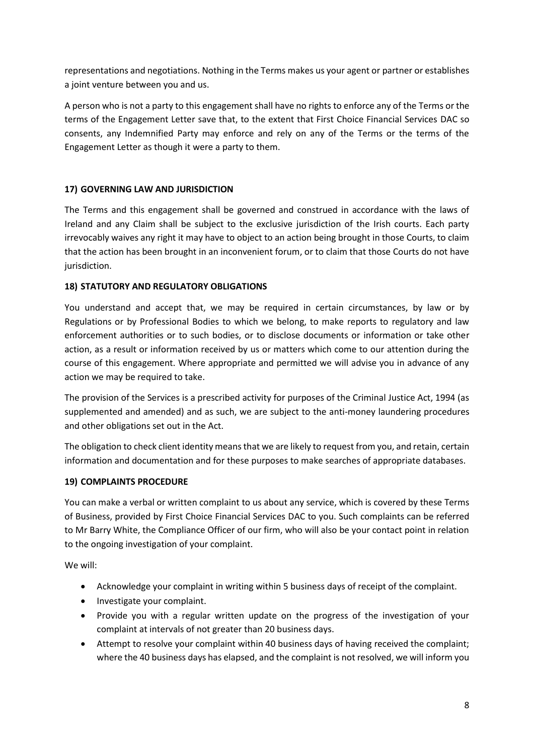representations and negotiations. Nothing in the Terms makes us your agent or partner or establishes a joint venture between you and us.

A person who is not a party to this engagement shall have no rights to enforce any of the Terms or the terms of the Engagement Letter save that, to the extent that First Choice Financial Services DAC so consents, any Indemnified Party may enforce and rely on any of the Terms or the terms of the Engagement Letter as though it were a party to them.

**17) GOVERNING LAW AND JURISDICTION**

The Terms and this engagement shall be governed and construed in accordance with the laws of Ireland and any Claim shall be subject to the exclusive jurisdiction of the Irish courts. Each party irrevocably waives any right it may have to object to an action being brought in those Courts, to claim that the action has been brought in an inconvenient forum, or to claim that those Courts do not have jurisdiction.

**18) STATUTORY AND REGULATORY OBLIGATIONS**

You understand and accept that, we may be required in certain circumstances, by law or by Regulations or by Professional Bodies to which we belong, to make reports to regulatory and law enforcement authorities or to such bodies, or to disclose documents or information or take other action, as a result or information received by us or matters which come to our attention during the course of this engagement. Where appropriate and permitted we will advise you in advance of any action we may be required to take.

The provision of the Services is a prescribed activity for purposes of the Criminal Justice Act, 1994 (as supplemented and amended) and as such, we are subject to the anti-money laundering procedures and other obligations set out in the Act.

The obligation to check client identity means that we are likely to request from you, and retain, certain information and documentation and for these purposes to make searches of appropriate databases.

**19) COMPLAINTS PROCEDURE**

You can make a verbal or written complaint to us about any service, which is covered by these Terms of Business, provided by First Choice Financial Services DAC to you. Such complaints can be referred to Mr Barry White, the Compliance Officer of our firm, who will also be your contact point in relation to the ongoing investigation of your complaint.

We will:

- Acknowledge your complaint in writing within 5 business days of receipt of the complaint.
- Investigate your complaint.
- Provide you with a regular written update on the progress of the investigation of your complaint at intervals of not greater than 20 business days.
- Attempt to resolve your complaint within 40 business days of having received the complaint; where the 40 business days has elapsed, and the complaint is not resolved, we will inform you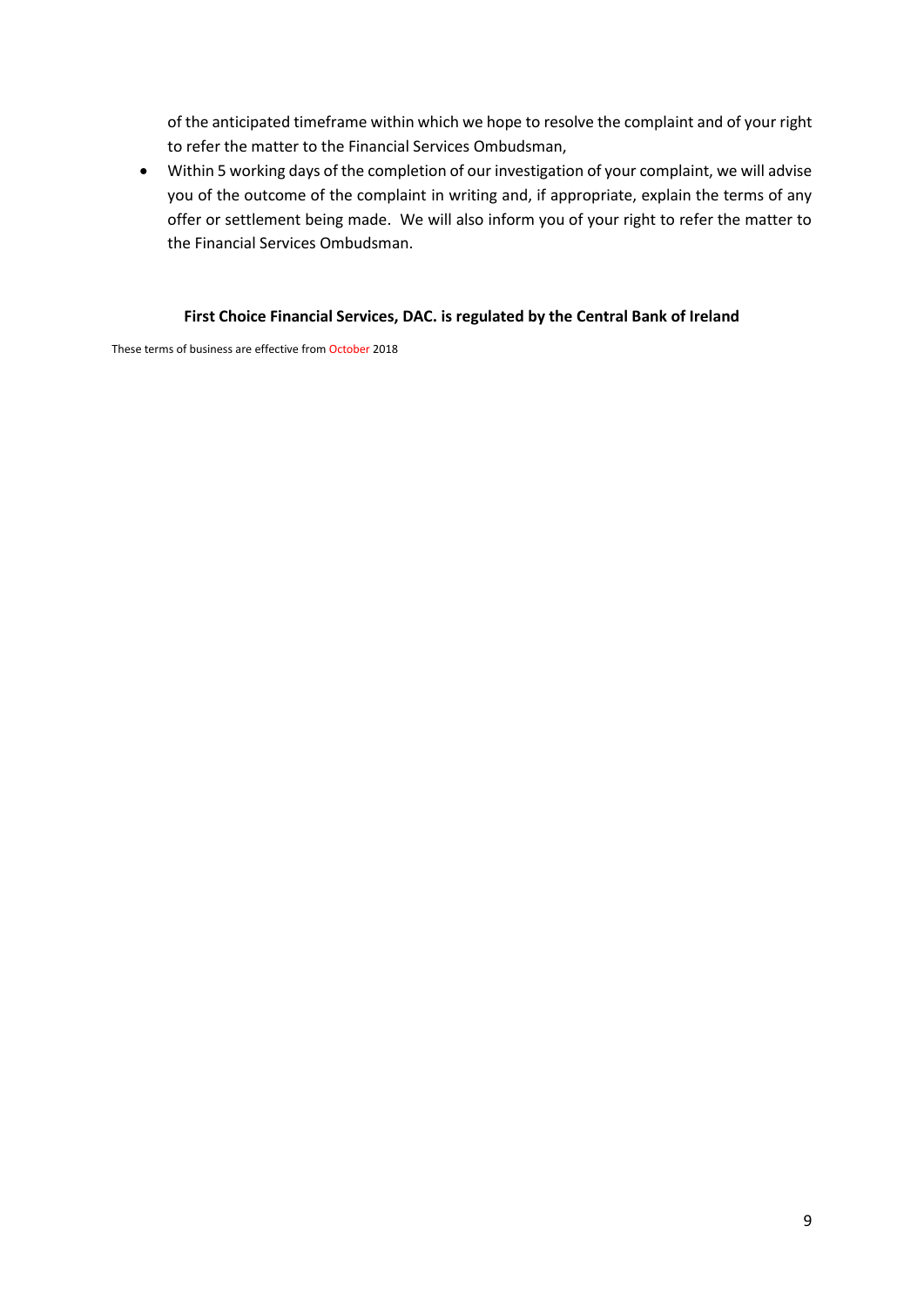of the anticipated timeframe within which we hope to resolve the complaint and of your right to refer the matter to the Financial Services Ombudsman,

- Within 5 working days of the completion of our investigation of your complaint, we will advise you of the outcome of the complaint in writing and, if appropriate, explain the terms of any offer or settlement being made. We will also inform you of your right to refer the matter to the Financial Services Ombudsman.

**First Choice Financial Services, DAC. is regulated by the Central Bank of Ireland**

These terms of business are effective from October 2018